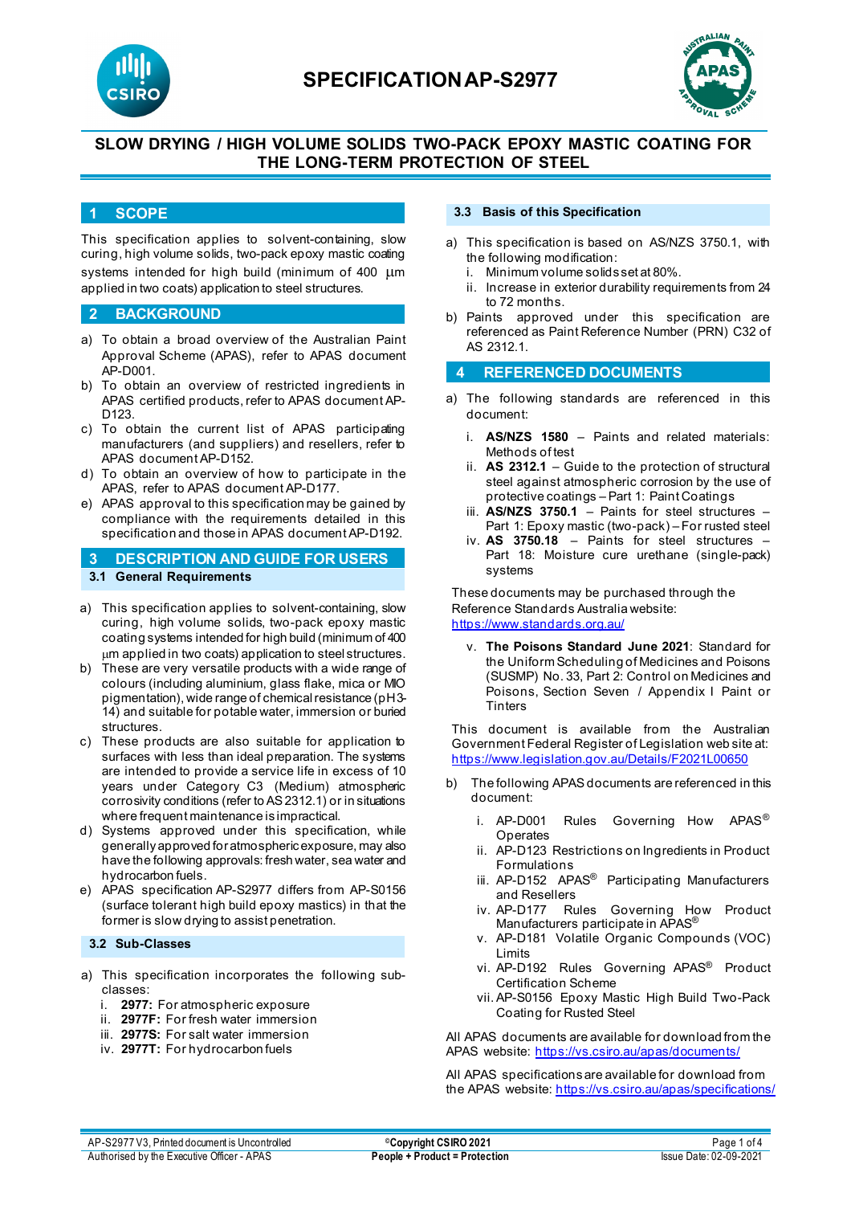# SPECIFICATION AP-S2977

## SLOW DRYING / HIGH VOLUME SOLIDS TWO-PACK EPOXY MASTIC COATING FOR THE LONG-TERM PROTECTION OF STEEL

## 1 SCOPE

This specification applies to solvent-containing, slow curing, high volume solids, two-pack epoxy mastic coating systems intended for high build (minimum of 400 µm applied in two coats) application to steel structures.

## 2 BACKGROUND

a) To obtain a broad overview of the Australian Paint Approval Scheme (APAS), refer to APAS document AP-D001.
b) To obtain an overview of restricted ingredients in APAS certified products, refer to APAS document AP-D123.
c) To obtain the current list of APAS participating manufacturers (and suppliers) and resellers, refer to APAS document AP-D152.
d) To obtain an overview of how to participate in the APAS, refer to APAS document AP-D177.
e) APAS approval to this specification may be gained by compliance with the requirements detailed in this specification and those in APAS document AP-D192.

## 3 DESCRIPTION AND GUIDE FOR USERS

### 3.1 General Requirements

a) This specification applies to solvent-containing, slow curing, high volume solids, two-pack epoxy mastic coating systems intended for high build (minimum of 400 µm applied in two coats) application to steel structures.
b) These are very versatile products with a wide range of colours (including aluminium, glass flake, mica or MIO pigmentation), wide range of chemical resistance (pH 3-14) and suitable for potable water, immersion or buried structures.
c) These products are also suitable for application to surfaces with less than ideal preparation. The systems are intended to provide a service life in excess of 10 years under Category C3 (Medium) atmospheric corrosivity conditions (refer to AS 2312.1) or in situations where frequent maintenance is impractical.
d) Systems approved under this specification, while generally approved for atmospheric exposure, may also have the following approvals: fresh water, sea water and hydrocarbon fuels.
e) APAS specification AP-S2977 differs from AP-S0156 (surface tolerant high build epoxy mastics) in that the former is slow drying to assist penetration.

### 3.2 Sub-Classes

a) This specification incorporates the following sub-classes:
   i. **2977:** For atmospheric exposure
   ii. **2977F:** For fresh water immersion
   iii. **2977S:** For salt water immersion
   iv. **2977T:** For hydrocarbon fuels

### 3.3 Basis of this Specification

a) This specification is based on AS/NZS 3750.1, with the following modification:
   i. Minimum volume solids set at 80%.
   ii. Increase in exterior durability requirements from 24 to 72 months.
b) Paints approved under this specification are referenced as Paint Reference Number (PRN) C32 of AS 2312.1.

## 4 REFERENCED DOCUMENTS

a) The following standards are referenced in this document:
   i. **AS/NZS 1580** – Paints and related materials: Methods of test
   ii. **AS 2312.1** – Guide to the protection of structural steel against atmospheric corrosion by the use of protective coatings – Part 1: Paint Coatings
   iii. **AS/NZS 3750.1** – Paints for steel structures – Part 1: Epoxy mastic (two-pack) – For rusted steel
   iv. **AS 3750.18** – Paints for steel structures – Part 18: Moisture cure urethane (single-pack) systems

   These documents may be purchased through the Reference Standards Australia website: https://www.standards.org.au/

   v. **The Poisons Standard June 2021**: Standard for the Uniform Scheduling of Medicines and Poisons (SUSMP) No. 33, Part 2: Control on Medicines and Poisons, Section Seven / Appendix I Paint or Tinters

   This document is available from the Australian Government Federal Register of Legislation web site at: https://www.legislation.gov.au/Details/F2021L00650

b) The following APAS documents are referenced in this document:
   i. AP-D001 Rules Governing How APAS® Operates
   ii. AP-D123 Restrictions on Ingredients in Product Formulations
   iii. AP-D152 APAS® Participating Manufacturers and Resellers
   iv. AP-D177 Rules Governing How Product Manufacturers participate in APAS®
   v. AP-D181 Volatile Organic Compounds (VOC) Limits
   vi. AP-D192 Rules Governing APAS® Product Certification Scheme
   vii. AP-S0156 Epoxy Mastic High Build Two-Pack Coating for Rusted Steel

All APAS documents are available for download from the APAS website: https://vs.csiro.au/apas/documents/

All APAS specifications are available for download from the APAS website: https://vs.csiro.au/apas/specifications/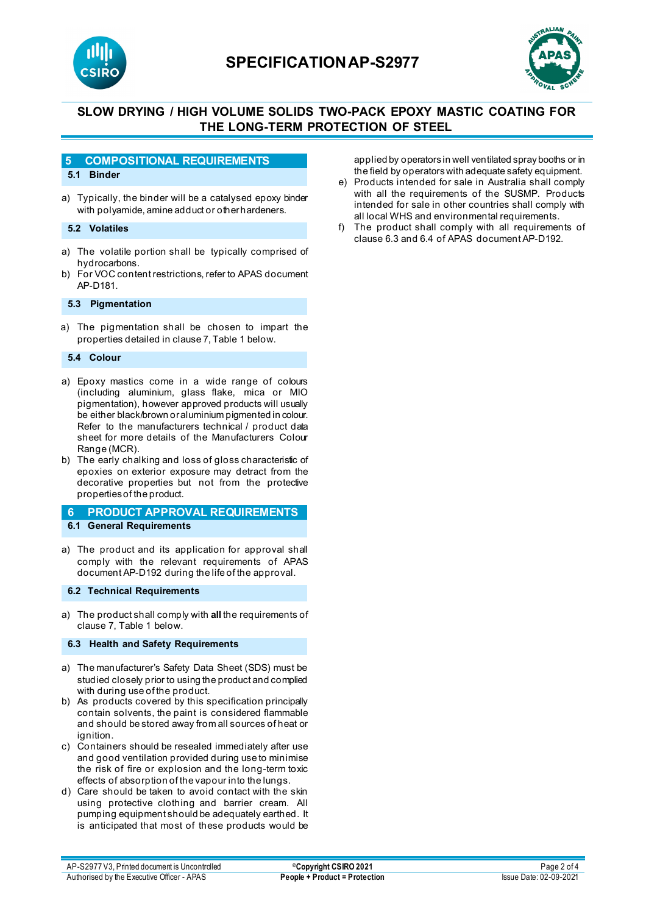## 5 COMPOSITIONAL REQUIREMENTS

### 5.1 Binder

a) Typically, the binder will be a catalysed epoxy binder with polyamide, amine adduct or other hardeners.

### 5.2 Volatiles

a) The volatile portion shall be typically comprised of hydrocarbons.
b) For VOC content restrictions, refer to APAS document AP-D181.

### 5.3 Pigmentation

a) The pigmentation shall be chosen to impart the properties detailed in clause 7, Table 1 below.

### 5.4 Colour

a) Epoxy mastics come in a wide range of colours (including aluminium, glass flake, mica or MIO pigmentation), however approved products will usually be either black/brown or aluminium pigmented in colour. Refer to the manufacturers technical / product data sheet for more details of the Manufacturers Colour Range (MCR).
b) The early chalking and loss of gloss characteristic of epoxies on exterior exposure may detract from the decorative properties but not from the protective properties of the product.

## 6 PRODUCT APPROVAL REQUIREMENTS

### 6.1 General Requirements

a) The product and its application for approval shall comply with the relevant requirements of APAS document AP-D192 during the life of the approval.

### 6.2 Technical Requirements

a) The product shall comply with **all** the requirements of clause 7, Table 1 below.

### 6.3 Health and Safety Requirements

a) The manufacturer's Safety Data Sheet (SDS) must be studied closely prior to using the product and complied with during use of the product.
b) As products covered by this specification principally contain solvents, the paint is considered flammable and should be stored away from all sources of heat or ignition.
c) Containers should be resealed immediately after use and good ventilation provided during use to minimise the risk of fire or explosion and the long-term toxic effects of absorption of the vapour into the lungs.
d) Care should be taken to avoid contact with the skin using protective clothing and barrier cream. All pumping equipment should be adequately earthed. It is anticipated that most of these products would be applied by operators in well ventilated spray booths or in the field by operators with adequate safety equipment.
e) Products intended for sale in Australia shall comply with all the requirements of the SUSMP. Products intended for sale in other countries shall comply with all local WHS and environmental requirements.
f) The product shall comply with all requirements of clause 6.3 and 6.4 of APAS document AP-D192.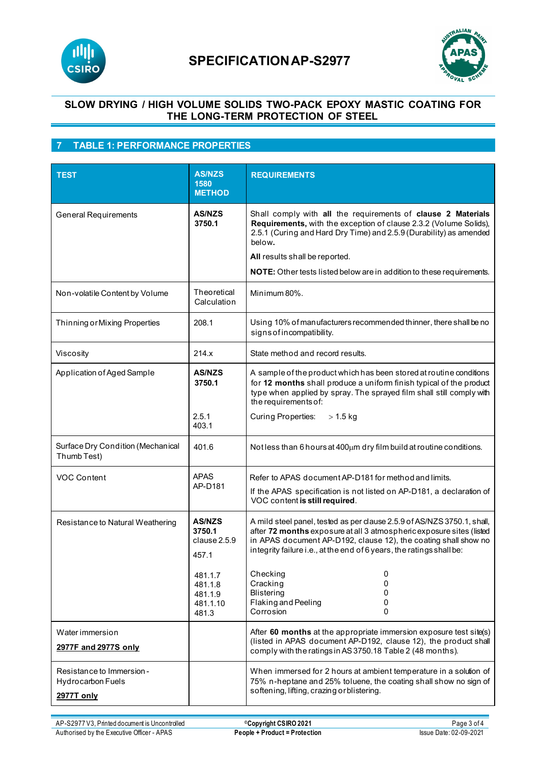# SPECIFICATION AP-S2977

## SLOW DRYING / HIGH VOLUME SOLIDS TWO-PACK EPOXY MASTIC COATING FOR THE LONG-TERM PROTECTION OF STEEL

## 7 TABLE 1: PERFORMANCE PROPERTIES

| TEST | AS/NZS 1580 METHOD | REQUIREMENTS |
|---|---|---|
| General Requirements | **AS/NZS 3750.1** | Shall comply with **all** the requirements of **clause 2 Materials Requirements,** with the exception of clause 2.3.2 (Volume Solids), 2.5.1 (Curing and Hard Dry Time) and 2.5.9 (Durability) as amended below**.**<br>**All** results shall be reported.<br>**NOTE:** Other tests listed below are in addition to these requirements. |
| Non-volatile Content by Volume | Theoretical Calculation | Minimum 80%. |
| Thinning or Mixing Properties | 208.1 | Using 10% of manufacturers recommended thinner, there shall be no signs of incompatibility. |
| Viscosity | 214.x | State method and record results. |
| Application of Aged Sample | **AS/NZS 3750.1**<br><br>2.5.1<br>403.1 | A sample of the product which has been stored at routine conditions for **12 months** shall produce a uniform finish typical of the product type when applied by spray. The sprayed film shall still comply with the requirements of:<br><br>Curing Properties: > 1.5 kg |
| Surface Dry Condition (Mechanical Thumb Test) | 401.6 | Not less than 6 hours at 400µm dry film build at routine conditions. |
| VOC Content | APAS AP-D181 | Refer to APAS document AP-D181 for method and limits.<br>If the APAS specification is not listed on AP-D181, a declaration of VOC content **is still required**. |
| Resistance to Natural Weathering | **AS/NZS 3750.1** clause 2.5.9<br><br>457.1<br><br>481.1.7<br>481.1.8<br>481.1.9<br>481.1.10<br>481.3 | A mild steel panel, tested as per clause 2.5.9 of AS/NZS 3750.1, shall, after **72 months** exposure at all 3 atmospheric exposure sites (listed in APAS document AP-D192, clause 12), the coating shall show no integrity failure i.e., at the end of 6 years, the ratings shall be:<br><br>Checking 0<br>Cracking 0<br>Blistering 0<br>Flaking and Peeling 0<br>Corrosion 0 |
| Water immersion<br>**2977F and 2977S only** | | After **60 months** at the appropriate immersion exposure test site(s) (listed in APAS document AP-D192, clause 12), the product shall comply with the ratings in AS 3750.18 Table 2 (48 months). |
| Resistance to Immersion - Hydrocarbon Fuels<br>**2977T only** | | When immersed for 2 hours at ambient temperature in a solution of 75% n-heptane and 25% toluene, the coating shall show no sign of softening, lifting, crazing or blistering. |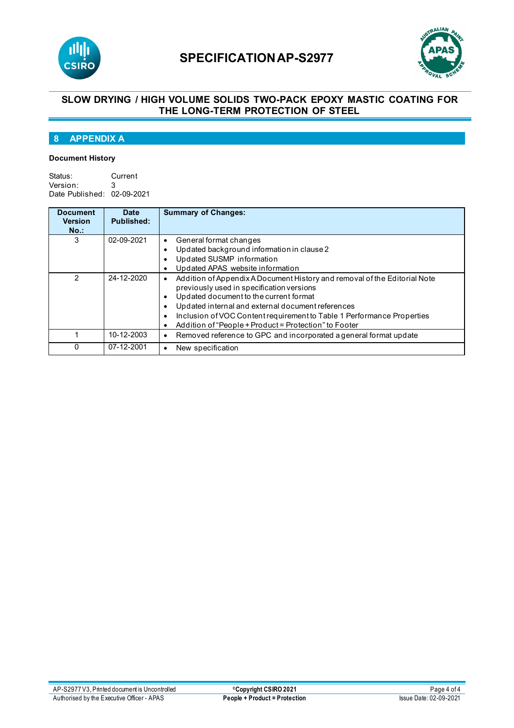# SPECIFICATION AP-S2977

## SLOW DRYING / HIGH VOLUME SOLIDS TWO-PACK EPOXY MASTIC COATING FOR THE LONG-TERM PROTECTION OF STEEL

## 8 APPENDIX A

**Document History**

Status: Current
Version: 3
Date Published: 02-09-2021

| Document Version No.: | Date Published: | Summary of Changes: |
|---|---|---|
| 3 | 02-09-2021 | • General format changes<br>• Updated background information in clause 2<br>• Updated SUSMP information<br>• Updated APAS website information |
| 2 | 24-12-2020 | • Addition of Appendix A Document History and removal of the Editorial Note previously used in specification versions<br>• Updated document to the current format<br>• Updated internal and external document references<br>• Inclusion of VOC Content requirement to Table 1 Performance Properties<br>• Addition of "People + Product = Protection" to Footer |
| 1 | 10-12-2003 | • Removed reference to GPC and incorporated a general format update |
| 0 | 07-12-2001 | • New specification |